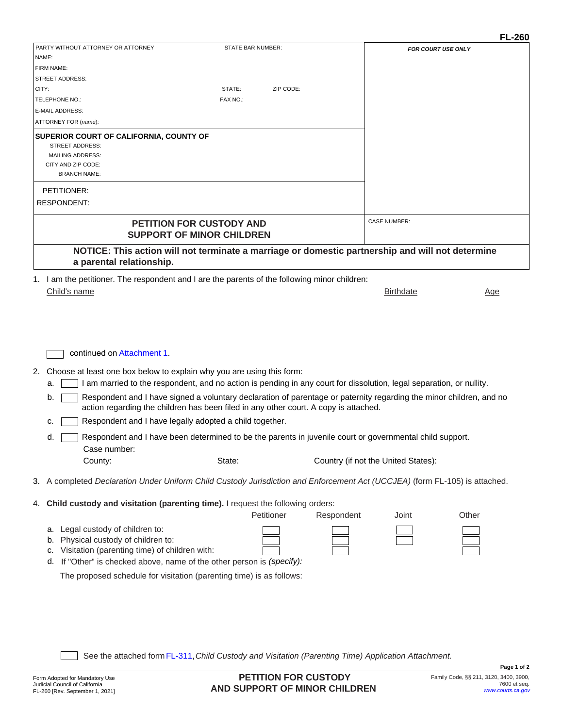**FL-260**

| PARTY WITHOUT ATTORNEY OR ATTORNEY | STATE BAR NUMBER: | | *FOR COURT USE ONLY* |
|---|---|---|---|
| NAME: | | | |
| FIRM NAME: | | | |
| STREET ADDRESS: | | | |
| CITY: | STATE: | ZIP CODE: | |
| TELEPHONE NO.: | FAX NO.: | | |
| E-MAIL ADDRESS: | | | |
| ATTORNEY FOR (*name*): | | | |

**SUPERIOR COURT OF CALIFORNIA, COUNTY OF**
STREET ADDRESS:
MAILING ADDRESS:
CITY AND ZIP CODE:
BRANCH NAME:

PETITIONER:
RESPONDENT:

## PETITION FOR CUSTODY AND SUPPORT OF MINOR CHILDREN

CASE NUMBER:

**NOTICE: This action will not terminate a marriage or domestic partnership and will not determine a parental relationship.**

1. I am the petitioner. The respondent and I are the parents of the following minor children:

| Child's name | Birthdate | Age |
|---|---|---|
| | | |

☐ continued on Attachment 1.

2. Choose at least one box below to explain why you are using this form:
   a. ☐ I am married to the respondent, and no action is pending in any court for dissolution, legal separation, or nullity.
   b. ☐ Respondent and I have signed a voluntary declaration of parentage or paternity regarding the minor children, and no action regarding the children has been filed in any other court. A copy is attached.
   c. ☐ Respondent and I have legally adopted a child together.
   d. ☐ Respondent and I have been determined to be the parents in juvenile court or governmental child support.
      Case number:
      County: State: Country (if not the United States):

3. A completed *Declaration Under Uniform Child Custody Jurisdiction and Enforcement Act (UCCJEA)* (form FL-105) is attached.

4. **Child custody and visitation (parenting time).** I request the following orders:

| | Petitioner | Respondent | Joint | Other |
|---|---|---|---|---|
| a. Legal custody of children to: | ☐ | ☐ | ☐ | ☐ |
| b. Physical custody of children to: | ☐ | ☐ | ☐ | ☐ |
| c. Visitation (parenting time) of children with: | ☐ | ☐ | | ☐ |

   d. If "Other" is checked above, name of the other person is *(specify):*
   The proposed schedule for visitation (parenting time) is as follows:

   ☐ See the attached form FL-311, *Child Custody and Visitation (Parenting Time) Application Attachment.*

Form Adopted for Mandatory Use
Judicial Council of California
FL-260 [Rev. September 1, 2021]

**PETITION FOR CUSTODY AND SUPPORT OF MINOR CHILDREN**

Family Code, §§ 211, 3120, 3400, 3900, 7600 et seq.
www.courts.ca.gov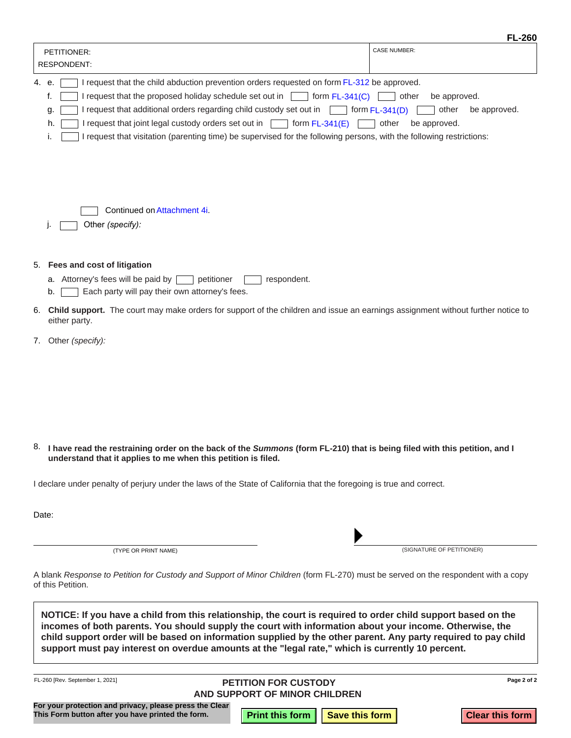FL-260

| PETITIONER: | CASE NUMBER: |
|---|---|
| RESPONDENT: | |

4. e. ☐ I request that the child abduction prevention orders requested on form FL-312 be approved.
   f. ☐ I request that the proposed holiday schedule set out in ☐ form FL-341(C) ☐ other be approved.
   g. ☐ I request that additional orders regarding child custody set out in ☐ form FL-341(D) ☐ other be approved.
   h. ☐ I request that joint legal custody orders set out in ☐ form FL-341(E) ☐ other be approved.
   i. ☐ I request that visitation (parenting time) be supervised for the following persons, with the following restrictions:

      ☐ Continued on Attachment 4i.

   j. ☐ Other *(specify):*

5. **Fees and cost of litigation**
   a. Attorney's fees will be paid by ☐ petitioner ☐ respondent.
   b. ☐ Each party will pay their own attorney's fees.

6. **Child support.** The court may make orders for support of the children and issue an earnings assignment without further notice to either party.

7. Other *(specify):*

8. **I have read the restraining order on the back of the *Summons* (form FL-210) that is being filed with this petition, and I understand that it applies to me when this petition is filed.**

I declare under penalty of perjury under the laws of the State of California that the foregoing is true and correct.

Date:

_______________________________ (TYPE OR PRINT NAME) ▶ _______________________________ (SIGNATURE OF PETITIONER)

A blank *Response to Petition for Custody and Support of Minor Children* (form FL-270) must be served on the respondent with a copy of this Petition.

**NOTICE: If you have a child from this relationship, the court is required to order child support based on the incomes of both parents. You should supply the court with information about your income. Otherwise, the child support order will be based on information supplied by the other parent. Any party required to pay child support must pay interest on overdue amounts at the "legal rate," which is currently 10 percent.**

FL-260 [Rev. September 1, 2021]

**PETITION FOR CUSTODY AND SUPPORT OF MINOR CHILDREN**

**For your protection and privacy, please press the Clear This Form button after you have printed the form.**

Print this form | Save this form | Clear this form